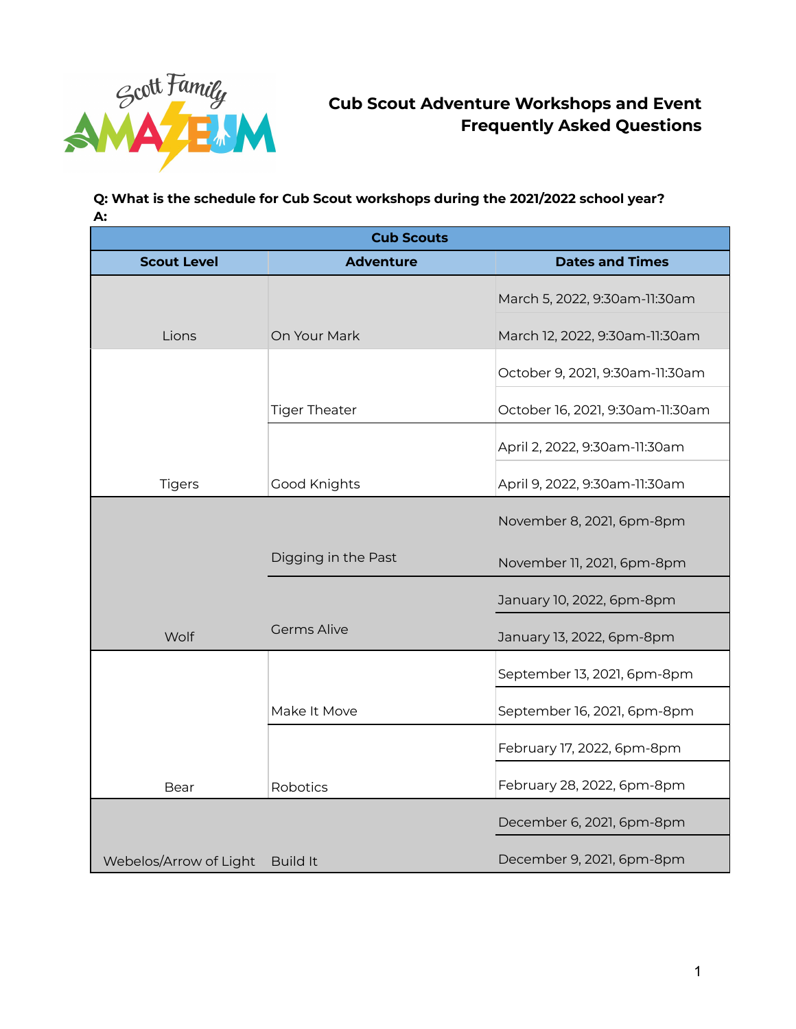# Cub Scout Adventure Workshops and Event Frequently Asked Questions

**Q: What is the schedule for Cub Scout workshops during the 2021/2022 school year?**
**A:**

| Cub Scouts | | |
|---|---|---|
| **Scout Level** | **Adventure** | **Dates and Times** |
| Lions | On Your Mark | March 5, 2022, 9:30am-11:30am |
| | | March 12, 2022, 9:30am-11:30am |
| Tigers | Tiger Theater | October 9, 2021, 9:30am-11:30am |
| | | October 16, 2021, 9:30am-11:30am |
| | Good Knights | April 2, 2022, 9:30am-11:30am |
| | | April 9, 2022, 9:30am-11:30am |
| Wolf | Digging in the Past | November 8, 2021, 6pm-8pm |
| | | November 11, 2021, 6pm-8pm |
| | Germs Alive | January 10, 2022, 6pm-8pm |
| | | January 13, 2022, 6pm-8pm |
| Bear | Make It Move | September 13, 2021, 6pm-8pm |
| | | September 16, 2021, 6pm-8pm |
| | Robotics | February 17, 2022, 6pm-8pm |
| | | February 28, 2022, 6pm-8pm |
| Webelos/Arrow of Light | Build It | December 6, 2021, 6pm-8pm |
| | | December 9, 2021, 6pm-8pm |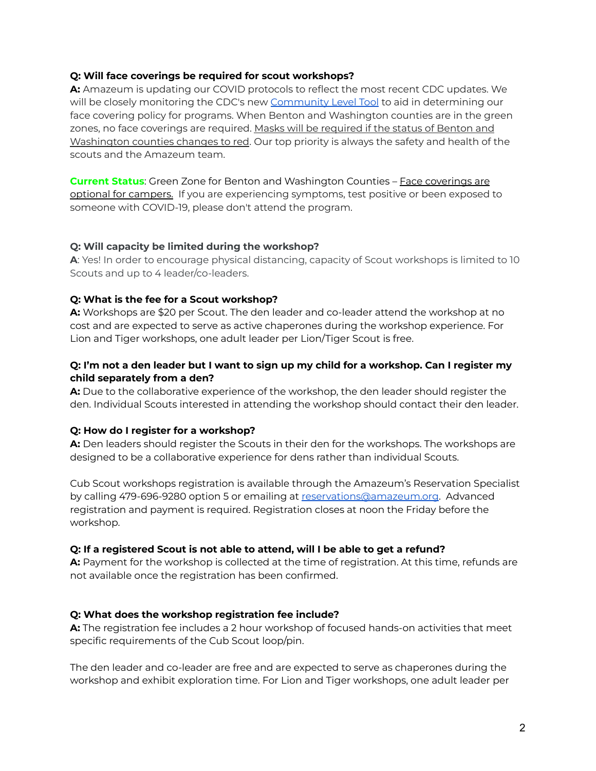**Q: Will face coverings be required for scout workshops?**
**A:** Amazeum is updating our COVID protocols to reflect the most recent CDC updates. We will be closely monitoring the CDC's new [Community Level Tool](#) to aid in determining our face covering policy for programs. When Benton and Washington counties are in the green zones, no face coverings are required. Masks will be required if the status of Benton and Washington counties changes to red. Our top priority is always the safety and health of the scouts and the Amazeum team.

**Current Status**: Green Zone for Benton and Washington Counties – Face coverings are optional for campers. If you are experiencing symptoms, test positive or been exposed to someone with COVID-19, please don't attend the program.

**Q: Will capacity be limited during the workshop?**
**A**: Yes! In order to encourage physical distancing, capacity of Scout workshops is limited to 10 Scouts and up to 4 leader/co-leaders.

**Q: What is the fee for a Scout workshop?**
**A:** Workshops are $20 per Scout. The den leader and co-leader attend the workshop at no cost and are expected to serve as active chaperones during the workshop experience. For Lion and Tiger workshops, one adult leader per Lion/Tiger Scout is free.

**Q: I'm not a den leader but I want to sign up my child for a workshop. Can I register my child separately from a den?**
**A:** Due to the collaborative experience of the workshop, the den leader should register the den. Individual Scouts interested in attending the workshop should contact their den leader.

**Q: How do I register for a workshop?**
**A:** Den leaders should register the Scouts in their den for the workshops. The workshops are designed to be a collaborative experience for dens rather than individual Scouts.

Cub Scout workshops registration is available through the Amazeum's Reservation Specialist by calling 479-696-9280 option 5 or emailing at [reservations@amazeum.org](mailto:reservations@amazeum.org). Advanced registration and payment is required. Registration closes at noon the Friday before the workshop.

**Q: If a registered Scout is not able to attend, will I be able to get a refund?**
**A:** Payment for the workshop is collected at the time of registration. At this time, refunds are not available once the registration has been confirmed.

**Q: What does the workshop registration fee include?**
**A:** The registration fee includes a 2 hour workshop of focused hands-on activities that meet specific requirements of the Cub Scout loop/pin.

The den leader and co-leader are free and are expected to serve as chaperones during the workshop and exhibit exploration time. For Lion and Tiger workshops, one adult leader per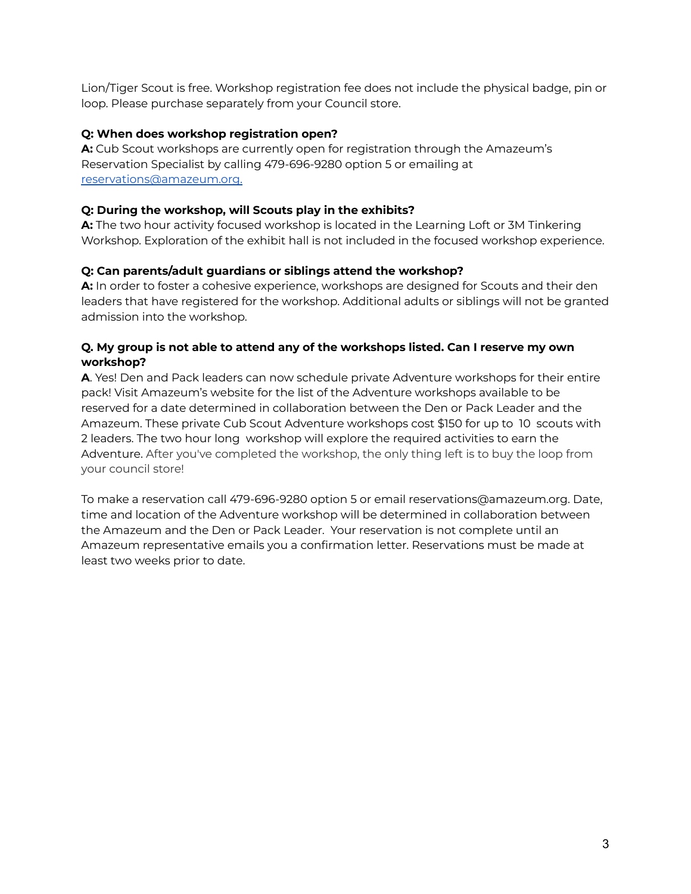Lion/Tiger Scout is free. Workshop registration fee does not include the physical badge, pin or loop. Please purchase separately from your Council store.

**Q: When does workshop registration open?**
**A:** Cub Scout workshops are currently open for registration through the Amazeum's Reservation Specialist by calling 479-696-9280 option 5 or emailing at [reservations@amazeum.org.](mailto:reservations@amazeum.org)

**Q: During the workshop, will Scouts play in the exhibits?**
**A:** The two hour activity focused workshop is located in the Learning Loft or 3M Tinkering Workshop. Exploration of the exhibit hall is not included in the focused workshop experience.

**Q: Can parents/adult guardians or siblings attend the workshop?**
**A:** In order to foster a cohesive experience, workshops are designed for Scouts and their den leaders that have registered for the workshop. Additional adults or siblings will not be granted admission into the workshop.

**Q. My group is not able to attend any of the workshops listed. Can I reserve my own workshop?**
**A**. Yes! Den and Pack leaders can now schedule private Adventure workshops for their entire pack! Visit Amazeum's website for the list of the Adventure workshops available to be reserved for a date determined in collaboration between the Den or Pack Leader and the Amazeum. These private Cub Scout Adventure workshops cost $150 for up to 10 scouts with 2 leaders. The two hour long workshop will explore the required activities to earn the Adventure. After you've completed the workshop, the only thing left is to buy the loop from your council store!

To make a reservation call 479-696-9280 option 5 or email reservations@amazeum.org. Date, time and location of the Adventure workshop will be determined in collaboration between the Amazeum and the Den or Pack Leader. Your reservation is not complete until an Amazeum representative emails you a confirmation letter. Reservations must be made at least two weeks prior to date.